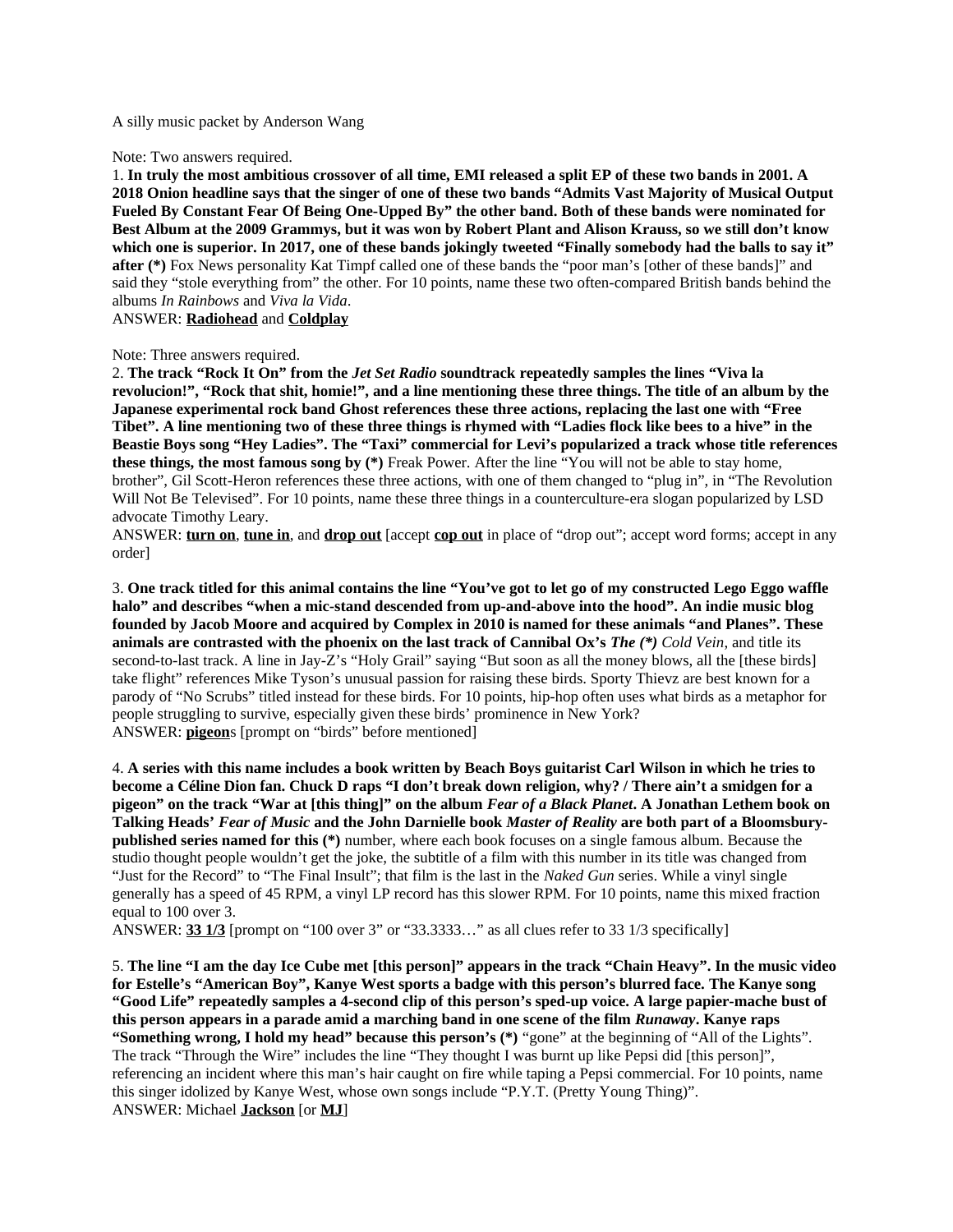A silly music packet by Anderson Wang

Note: Two answers required.

1. **In truly the most ambitious crossover of all time, EMI released a split EP of these two bands in 2001. A 2018 Onion headline says that the singer of one of these two bands "Admits Vast Majority of Musical Output Fueled By Constant Fear Of Being One-Upped By" the other band. Both of these bands were nominated for Best Album at the 2009 Grammys, but it was won by Robert Plant and Alison Krauss, so we still don't know which one is superior. In 2017, one of these bands jokingly tweeted "Finally somebody had the balls to say it" after (*)** Fox News personality Kat Timpf called one of these bands the "poor man's [other of these bands]" and said they "stole everything from" the other. For 10 points, name these two often-compared British bands behind the albums *In Rainbows* and *Viva la Vida*.

ANSWER: **Radiohead** and **Coldplay**

Note: Three answers required.

2. **The track "Rock It On" from the *Jet Set Radio* soundtrack repeatedly samples the lines "Viva la revolucion!", "Rock that shit, homie!", and a line mentioning these three things. The title of an album by the Japanese experimental rock band Ghost references these three actions, replacing the last one with "Free Tibet". A line mentioning two of these three things is rhymed with "Ladies flock like bees to a hive" in the Beastie Boys song "Hey Ladies". The "Taxi" commercial for Levi's popularized a track whose title references these things, the most famous song by (*)** Freak Power. After the line "You will not be able to stay home, brother", Gil Scott-Heron references these three actions, with one of them changed to "plug in", in "The Revolution Will Not Be Televised". For 10 points, name these three things in a counterculture-era slogan popularized by LSD advocate Timothy Leary.

ANSWER: **turn on**, **tune in**, and **drop out** [accept **cop out** in place of "drop out"; accept word forms; accept in any order]

3. **One track titled for this animal contains the line "You've got to let go of my constructed Lego Eggo waffle halo" and describes "when a mic-stand descended from up-and-above into the hood". An indie music blog founded by Jacob Moore and acquired by Complex in 2010 is named for these animals "and Planes". These animals are contrasted with the phoenix on the last track of Cannibal Ox's *The (*)* ***Cold Vein*, and title its second-to-last track. A line in Jay-Z's "Holy Grail" saying "But soon as all the money blows, all the [these birds] take flight" references Mike Tyson's unusual passion for raising these birds. Sporty Thievz are best known for a parody of "No Scrubs" titled instead for these birds. For 10 points, hip-hop often uses what birds as a metaphor for people struggling to survive, especially given these birds' prominence in New York?

ANSWER: **pigeon**s [prompt on "birds" before mentioned]

4. **A series with this name includes a book written by Beach Boys guitarist Carl Wilson in which he tries to become a Céline Dion fan. Chuck D raps "I don't break down religion, why? / There ain't a smidgen for a pigeon" on the track "War at [this thing]" on the album *Fear of a Black Planet*. A Jonathan Lethem book on Talking Heads' *Fear of Music* and the John Darnielle book *Master of Reality* are both part of a Bloomsbury-published series named for this (*)** number, where each book focuses on a single famous album. Because the studio thought people wouldn't get the joke, the subtitle of a film with this number in its title was changed from "Just for the Record" to "The Final Insult"; that film is the last in the *Naked Gun* series. While a vinyl single generally has a speed of 45 RPM, a vinyl LP record has this slower RPM. For 10 points, name this mixed fraction equal to 100 over 3.

ANSWER: **33 1/3** [prompt on "100 over 3" or "33.3333…" as all clues refer to 33 1/3 specifically]

5. **The line "I am the day Ice Cube met [this person]" appears in the track "Chain Heavy". In the music video for Estelle's "American Boy", Kanye West sports a badge with this person's blurred face. The Kanye song "Good Life" repeatedly samples a 4-second clip of this person's sped-up voice. A large papier-mache bust of this person appears in a parade amid a marching band in one scene of the film *Runaway*. Kanye raps "Something wrong, I hold my head" because this person's (*)** "gone" at the beginning of "All of the Lights". The track "Through the Wire" includes the line "They thought I was burnt up like Pepsi did [this person]", referencing an incident where this man's hair caught on fire while taping a Pepsi commercial. For 10 points, name this singer idolized by Kanye West, whose own songs include "P.Y.T. (Pretty Young Thing)".

ANSWER: Michael **Jackson** [or **MJ**]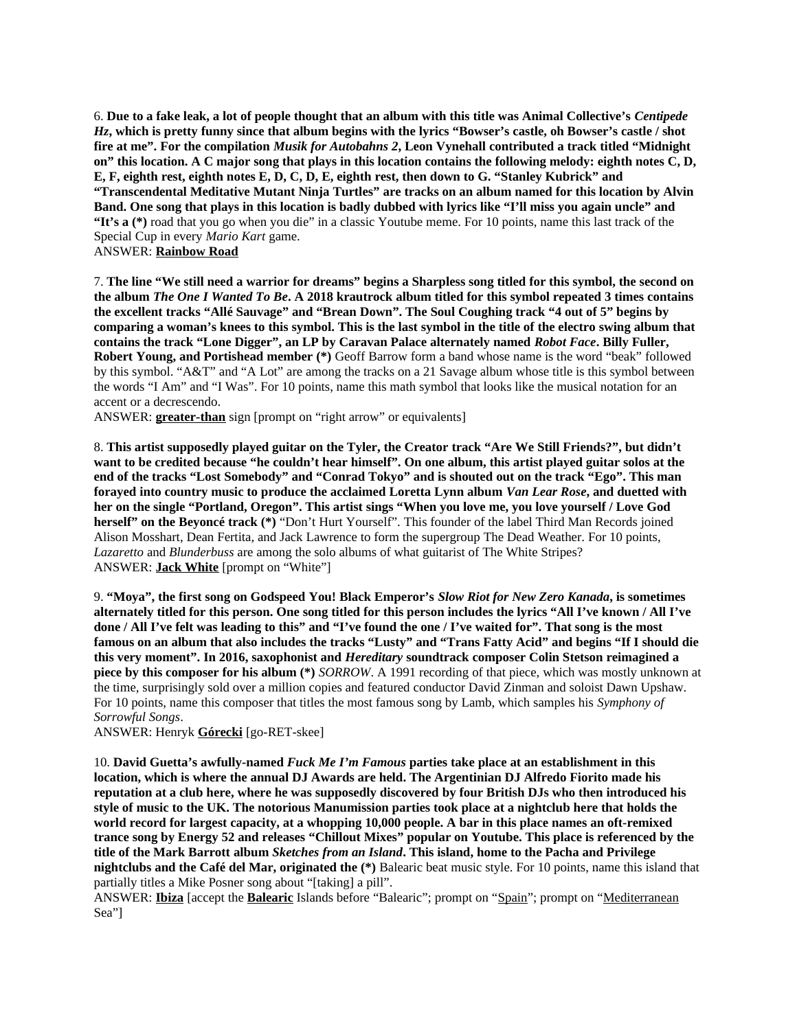6. **Due to a fake leak, a lot of people thought that an album with this title was Animal Collective's *Centipede Hz*, which is pretty funny since that album begins with the lyrics "Bowser's castle, oh Bowser's castle / shot fire at me". For the compilation *Musik for Autobahns 2*, Leon Vynehall contributed a track titled "Midnight on" this location. A C major song that plays in this location contains the following melody: eighth notes C, D, E, F, eighth rest, eighth notes E, D, C, D, E, eighth rest, then down to G. "Stanley Kubrick" and "Transcendental Meditative Mutant Ninja Turtles" are tracks on an album named for this location by Alvin Band. One song that plays in this location is badly dubbed with lyrics like "I'll miss you again uncle" and "It's a (*)** road that you go when you die" in a classic Youtube meme. For 10 points, name this last track of the Special Cup in every *Mario Kart* game.
ANSWER: **<u>Rainbow Road</u>**

7. **The line "We still need a warrior for dreams" begins a Sharpless song titled for this symbol, the second on the album *The One I Wanted To Be*. A 2018 krautrock album titled for this symbol repeated 3 times contains the excellent tracks "Allé Sauvage" and "Brean Down". The Soul Coughing track "4 out of 5" begins by comparing a woman's knees to this symbol. This is the last symbol in the title of the electro swing album that contains the track "Lone Digger", an LP by Caravan Palace alternately named *Robot Face*. Billy Fuller, Robert Young, and Portishead member (*)** Geoff Barrow form a band whose name is the word "beak" followed by this symbol. "A&T" and "A Lot" are among the tracks on a 21 Savage album whose title is this symbol between the words "I Am" and "I Was". For 10 points, name this math symbol that looks like the musical notation for an accent or a decrescendo.
ANSWER: **<u>greater-than</u>** sign [prompt on "right arrow" or equivalents]

8. **This artist supposedly played guitar on the Tyler, the Creator track "Are We Still Friends?", but didn't want to be credited because "he couldn't hear himself". On one album, this artist played guitar solos at the end of the tracks "Lost Somebody" and "Conrad Tokyo" and is shouted out on the track "Ego". This man forayed into country music to produce the acclaimed Loretta Lynn album *Van Lear Rose*, and duetted with her on the single "Portland, Oregon". This artist sings "When you love me, you love yourself / Love God herself" on the Beyoncé track (*)** "Don't Hurt Yourself". This founder of the label Third Man Records joined Alison Mosshart, Dean Fertita, and Jack Lawrence to form the supergroup The Dead Weather. For 10 points, *Lazaretto* and *Blunderbuss* are among the solo albums of what guitarist of The White Stripes?
ANSWER: **<u>Jack White</u>** [prompt on "White"]

9. **"Moya", the first song on Godspeed You! Black Emperor's *Slow Riot for New Zero Kanada*, is sometimes alternately titled for this person. One song titled for this person includes the lyrics "All I've known / All I've done / All I've felt was leading to this" and "I've found the one / I've waited for". That song is the most famous on an album that also includes the tracks "Lusty" and "Trans Fatty Acid" and begins "If I should die this very moment". In 2016, saxophonist and *Hereditary* soundtrack composer Colin Stetson reimagined a piece by this composer for his album (*)** *SORROW*. A 1991 recording of that piece, which was mostly unknown at the time, surprisingly sold over a million copies and featured conductor David Zinman and soloist Dawn Upshaw. For 10 points, name this composer that titles the most famous song by Lamb, which samples his *Symphony of Sorrowful Songs*.
ANSWER: Henryk **<u>Górecki</u>** [go-RET-skee]

10. **David Guetta's awfully-named *Fuck Me I'm Famous* parties take place at an establishment in this location, which is where the annual DJ Awards are held. The Argentinian DJ Alfredo Fiorito made his reputation at a club here, where he was supposedly discovered by four British DJs who then introduced his style of music to the UK. The notorious Manumission parties took place at a nightclub here that holds the world record for largest capacity, at a whopping 10,000 people. A bar in this place names an oft-remixed trance song by Energy 52 and releases "Chillout Mixes" popular on Youtube. This place is referenced by the title of the Mark Barrott album *Sketches from an Island*. This island, home to the Pacha and Privilege nightclubs and the Café del Mar, originated the (*)** Balearic beat music style. For 10 points, name this island that partially titles a Mike Posner song about "[taking] a pill".
ANSWER: **<u>Ibiza</u>** [accept the **<u>Balearic</u>** Islands before "Balearic"; prompt on "<u>Spain</u>"; prompt on "<u>Mediterranean</u> Sea"]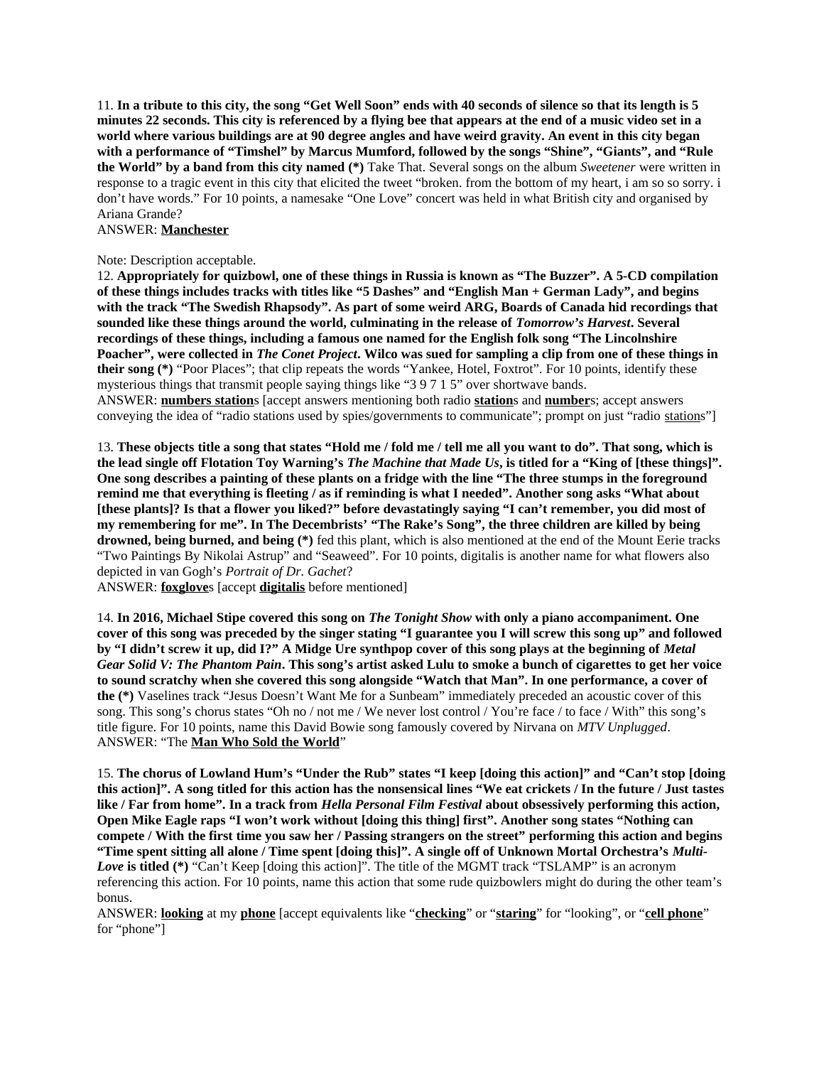11. **In a tribute to this city, the song "Get Well Soon" ends with 40 seconds of silence so that its length is 5 minutes 22 seconds. This city is referenced by a flying bee that appears at the end of a music video set in a world where various buildings are at 90 degree angles and have weird gravity. An event in this city began with a performance of "Timshel" by Marcus Mumford, followed by the songs "Shine", "Giants", and "Rule the World" by a band from this city named (*)** Take That. Several songs on the album *Sweetener* were written in response to a tragic event in this city that elicited the tweet "broken. from the bottom of my heart, i am so so sorry. i don't have words." For 10 points, a namesake "One Love" concert was held in what British city and organised by Ariana Grande?
ANSWER: **Manchester**

Note: Description acceptable.

12. **Appropriately for quizbowl, one of these things in Russia is known as "The Buzzer". A 5-CD compilation of these things includes tracks with titles like "5 Dashes" and "English Man + German Lady", and begins with the track "The Swedish Rhapsody". As part of some weird ARG, Boards of Canada hid recordings that sounded like these things around the world, culminating in the release of *Tomorrow's Harvest*. Several recordings of these things, including a famous one named for the English folk song "The Lincolnshire Poacher", were collected in *The Conet Project*. Wilco was sued for sampling a clip from one of these things in their song (*)** "Poor Places"; that clip repeats the words "Yankee, Hotel, Foxtrot". For 10 points, identify these mysterious things that transmit people saying things like "3 9 7 1 5" over shortwave bands.
ANSWER: **numbers station**s [accept answers mentioning both radio **station**s and **number**s; accept answers conveying the idea of "radio stations used by spies/governments to communicate"; prompt on just "radio stations"]

13. **These objects title a song that states "Hold me / fold me / tell me all you want to do". That song, which is the lead single off Flotation Toy Warning's *The Machine that Made Us*, is titled for a "King of [these things]". One song describes a painting of these plants on a fridge with the line "The three stumps in the foreground remind me that everything is fleeting / as if reminding is what I needed". Another song asks "What about [these plants]? Is that a flower you liked?" before devastatingly saying "I can't remember, you did most of my remembering for me". In The Decembrists' "The Rake's Song", the three children are killed by being drowned, being burned, and being (*)** fed this plant, which is also mentioned at the end of the Mount Eerie tracks "Two Paintings By Nikolai Astrup" and "Seaweed". For 10 points, digitalis is another name for what flowers also depicted in van Gogh's *Portrait of Dr. Gachet*?
ANSWER: **foxglove**s [accept **digitalis** before mentioned]

14. **In 2016, Michael Stipe covered this song on *The Tonight Show* with only a piano accompaniment. One cover of this song was preceded by the singer stating "I guarantee you I will screw this song up" and followed by "I didn't screw it up, did I?" A Midge Ure synthpop cover of this song plays at the beginning of *Metal Gear Solid V: The Phantom Pain*. This song's artist asked Lulu to smoke a bunch of cigarettes to get her voice to sound scratchy when she covered this song alongside "Watch that Man". In one performance, a cover of the (*)** Vaselines track "Jesus Doesn't Want Me for a Sunbeam" immediately preceded an acoustic cover of this song. This song's chorus states "Oh no / not me / We never lost control / You're face / to face / With" this song's title figure. For 10 points, name this David Bowie song famously covered by Nirvana on *MTV Unplugged*.
ANSWER: "The **Man Who Sold the World**"

15. **The chorus of Lowland Hum's "Under the Rub" states "I keep [doing this action]" and "Can't stop [doing this action]". A song titled for this action has the nonsensical lines "We eat crickets / In the future / Just tastes like / Far from home". In a track from *Hella Personal Film Festival* about obsessively performing this action, Open Mike Eagle raps "I won't work without [doing this thing] first". Another song states "Nothing can compete / With the first time you saw her / Passing strangers on the street" performing this action and begins "Time spent sitting all alone / Time spent [doing this]". A single off of Unknown Mortal Orchestra's *Multi-Love* is titled (*)** "Can't Keep [doing this action]". The title of the MGMT track "TSLAMP" is an acronym referencing this action. For 10 points, name this action that some rude quizbowlers might do during the other team's bonus.
ANSWER: **looking** at my **phone** [accept equivalents like "**checking**" or "**staring**" for "looking", or "**cell phone**" for "phone"]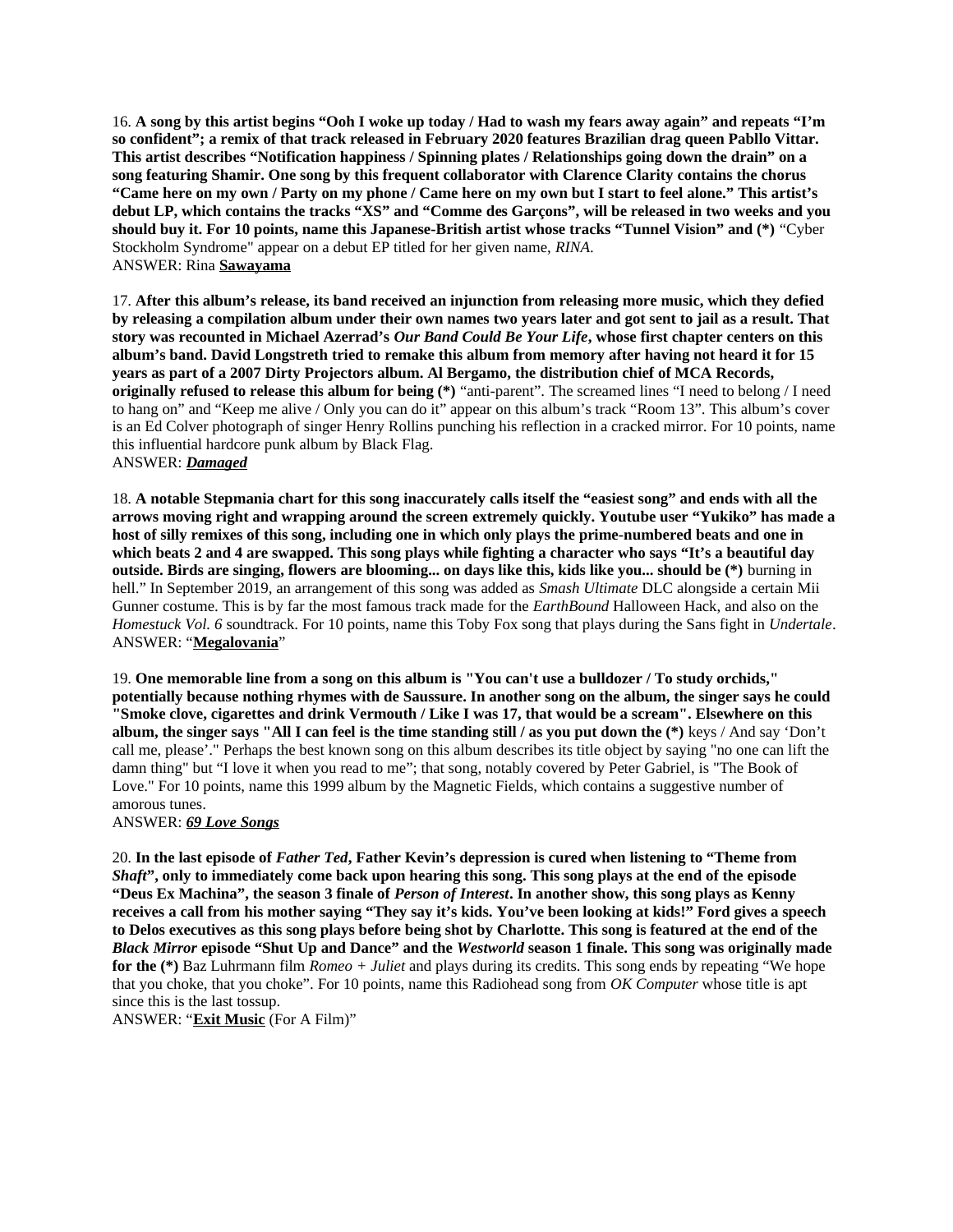16. **A song by this artist begins "Ooh I woke up today / Had to wash my fears away again" and repeats "I'm so confident"; a remix of that track released in February 2020 features Brazilian drag queen Pabllo Vittar. This artist describes "Notification happiness / Spinning plates / Relationships going down the drain" on a song featuring Shamir. One song by this frequent collaborator with Clarence Clarity contains the chorus "Came here on my own / Party on my phone / Came here des own but I start to feel alone." This artist's debut LP, which contains the tracks "XS" and "Comme des Garçons", will be released in two weeks and you should buy it. For 10 points, name this Japanese-British artist whose tracks "Tunnel Vision" and (*)** "Cyber Stockholm Syndrome" appear on a debut EP titled for her given name, *RINA*.
ANSWER: Rina **Sawayama**

17. **After this album's release, its band received an injunction from releasing more music, which they defied by releasing a compilation album under their own names two years later and got sent to jail as a result. That story was recounted in Michael Azerrad's *Our Band Could Be Your Life*, whose first chapter centers on this album's band. David Longstreth tried to remake this album from memory after having not heard it for 15 years as part of a 2007 Dirty Projectors album. Al Bergamo, the distribution chief of MCA Records, originally refused to release this album for being (*)** "anti-parent". The screamed lines "I need to belong / I need to hang on" and "Keep me alive / Only you can do it" appear on this album's track "Room 13". This album's cover is an Ed Colver photograph of singer Henry Rollins punching his reflection in a cracked mirror. For 10 points, name this influential hardcore punk album by Black Flag.
ANSWER: ***Damaged***

18. **A notable Stepmania chart for this song inaccurately calls itself the "easiest song" and ends with all the arrows moving right and wrapping around the screen extremely quickly. Youtube user "Yukiko" has made a host of silly remixes of this song, including one in which only plays the prime-numbered beats and one in which beats 2 and 4 are swapped. This song plays while fighting a character who says "It's a beautiful day outside. Birds are singing, flowers are blooming... on days like this, kids like you... should be (*)** burning in hell." In September 2019, an arrangement of this song was added as *Smash Ultimate* DLC alongside a certain Mii Gunner costume. This is by far the most famous track made for the *EarthBound* Halloween Hack, and also on the *Homestuck Vol. 6* soundtrack. For 10 points, name this Toby Fox song that plays during the Sans fight in *Undertale*.
ANSWER: "**Megalovania**"

19. **One memorable line from a song on this album is "You can't use a bulldozer / To study orchids," potentially because nothing rhymes with de Saussure. In another song on the album, the singer says he could "Smoke clove, cigarettes and drink Vermouth / Like I was 17, that would be a scream". Elsewhere on this album, the singer says "All I can feel is the time standing still / as you put down the (*)** keys / And say 'Don't call me, please'." Perhaps the best known song on this album describes its title object by saying "no one can lift the damn thing" but "I love it when you read to me"; that song, notably covered by Peter Gabriel, is "The Book of Love." For 10 points, name this 1999 album by the Magnetic Fields, which contains a suggestive number of amorous tunes.
ANSWER: ***69 Love Songs***

20. **In the last episode of *Father Ted*, Father Kevin's depression is cured when listening to "Theme from *Shaft*", only to immediately come back upon hearing this song. This song plays at the end of the episode "Deus Ex Machina", the season 3 finale of *Person of Interest*. In another show, this song plays as Kenny receives a call from his mother saying "They say it's kids. You've been looking at kids!" Ford gives a speech to Delos executives as this song plays before being shot by Charlotte. This song is featured at the end of the *Black Mirror* episode "Shut Up and Dance" and the *Westworld* season 1 finale. This song was originally made for the (*)** Baz Luhrmann film *Romeo + Juliet* and plays during its credits. This song ends by repeating "We hope that you choke, that you choke". For 10 points, name this Radiohead song from *OK Computer* whose title is apt since this is the last tossup.
ANSWER: "**Exit Music** (For A Film)"